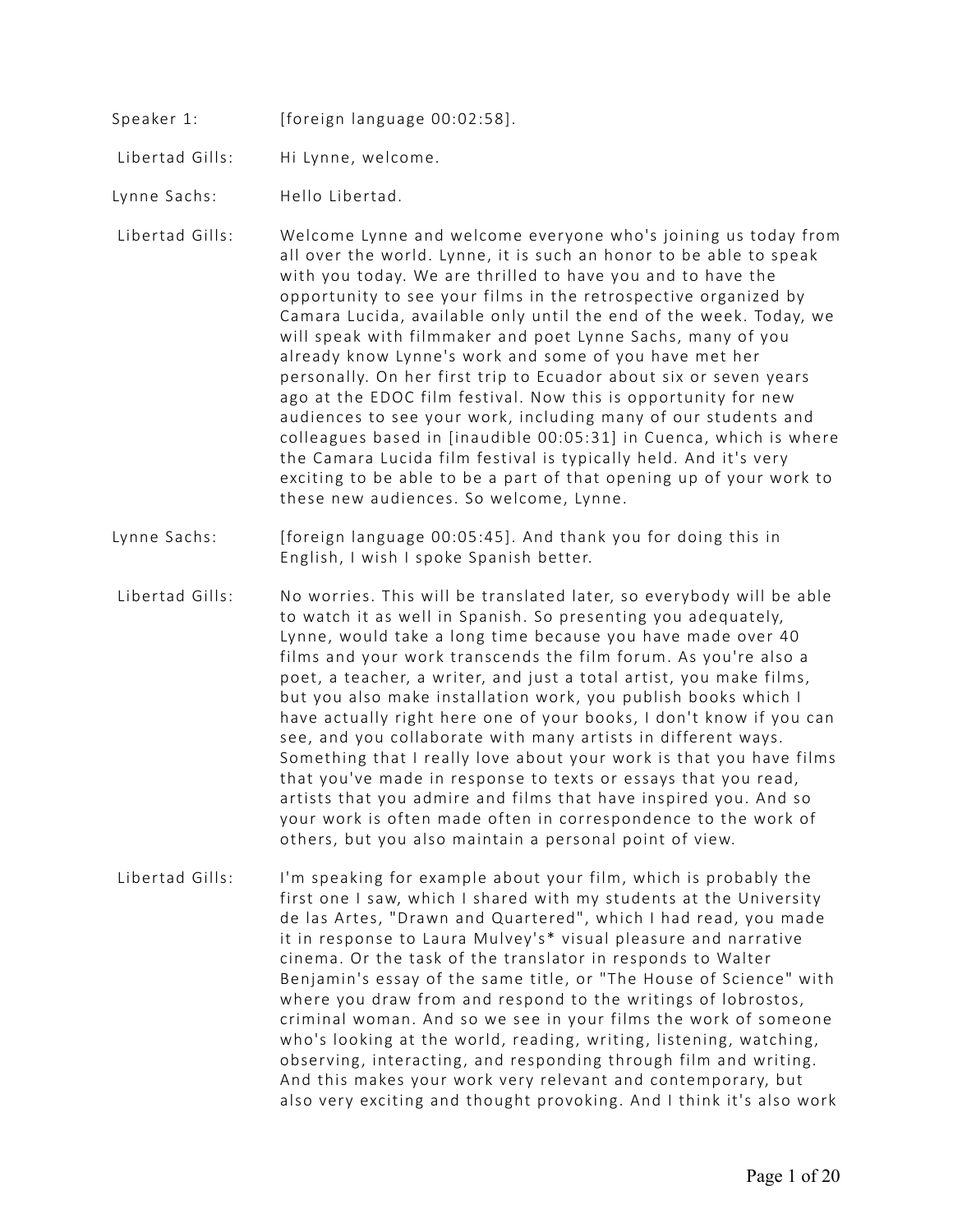Speaker 1: [foreign language 00:02:58].

Libertad Gills: Hi Lynne, welcome.

Lynne Sachs: Hello Libertad.

Libertad Gills: Welcome Lynne and welcome everyone who's joining us today from all over the world. Lynne, it is such an honor to be able to speak with you today. We are thrilled to have you and to have the opportunity to see your films in the retrospective organized by Camara Lucida, available only until the end of the week. Today, we will speak with filmmaker and poet Lynne Sachs, many of you already know Lynne's work and some of you have met her personally. On her first trip to Ecuador about six or seven years ago at the EDOC film festival. Now this is opportunity for new audiences to see your work, including many of our students and colleagues based in [inaudible 00:05:31] in Cuenca, which is where the Camara Lucida film festival is typically held. And it's very exciting to be able to be a part of that opening up of your work to these new audiences. So welcome, Lynne.

Lynne Sachs: [foreign language 00:05:45]. And thank you for doing this in English, I wish I spoke Spanish better.

Libertad Gills: No worries. This will be translated later, so everybody will be able to watch it as well in Spanish. So presenting you adequately, Lynne, would take a long time because you have made over 40 films and your work transcends the film forum. As you're also a poet, a teacher, a writer, and just a total artist, you make films, but you also make installation work, you publish books which I have actually right here one of your books, I don't know if you can see, and you collaborate with many artists in different ways. Something that I really love about your work is that you have films that you've made in response to texts or essays that you read, artists that you admire and films that have inspired you. And so your work is often made often in correspondence to the work of others, but you also maintain a personal point of view.

Libertad Gills: I'm speaking for example about your film, which is probably the first one I saw, which I shared with my students at the University de las Artes, "Drawn and Quartered", which I had read, you made it in response to Laura Mulvey's* visual pleasure and narrative cinema. Or the task of the translator in responds to Walter Benjamin's essay of the same title, or "The House of Science" with where you draw from and respond to the writings of lobrostos, criminal woman. And so we see in your films the work of someone who's looking at the world, reading, writing, listening, watching, observing, interacting, and responding through film and writing. And this makes your work very relevant and contemporary, but also very exciting and thought provoking. And I think it's also work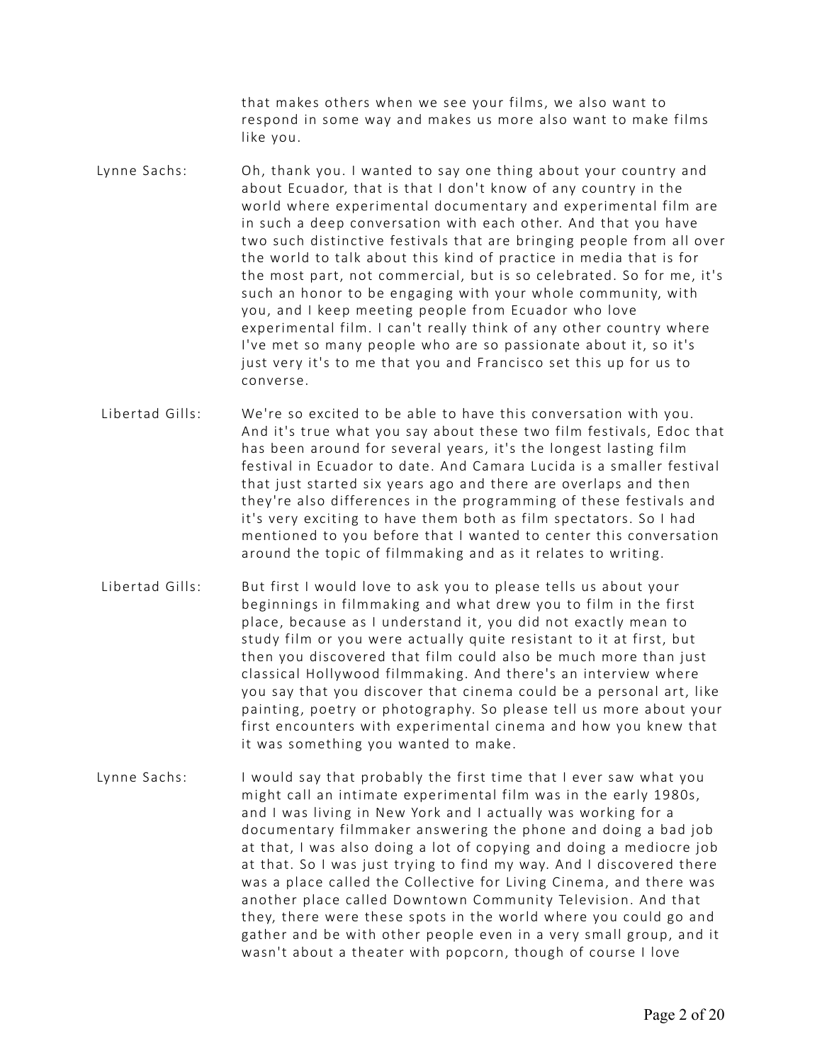that makes others when we see your films, we also want to respond in some way and makes us more also want to make films like you.

**Lynne Sachs:** Oh, thank you. I wanted to say one thing about your country and about Ecuador, that is that I don't know of any country in the world where experimental documentary and experimental film are in such a deep conversation with each other. And that you have two such distinctive festivals that are bringing people from all over the world to talk about this kind of practice in media that is for the most part, not commercial, but is so celebrated. So for me, it's such an honor to be engaging with your whole community, with you, and I keep meeting people from Ecuador who love experimental film. I can't really think of any other country where I've met so many people who are so passionate about it, so it's just very it's to me that you and Francisco set this up for us to converse.

**Libertad Gills:** We're so excited to be able to have this conversation with you. And it's true what you say about these two film festivals, Edoc that has been around for several years, it's the longest lasting film festival in Ecuador to date. And Camara Lucida is a smaller festival that just started six years ago and there are overlaps and then they're also differences in the programming of these festivals and it's very exciting to have them both as film spectators. So I had mentioned to you before that I wanted to center this conversation around the topic of filmmaking and as it relates to writing.

**Libertad Gills:** But first I would love to ask you to please tells us about your beginnings in filmmaking and what drew you to film in the first place, because as I understand it, you did not exactly mean to study film or you were actually quite resistant to it at first, but then you discovered that film could also be much more than just classical Hollywood filmmaking. And there's an interview where you say that you discover that cinema could be a personal art, like painting, poetry or photography. So please tell us more about your first encounters with experimental cinema and how you knew that it was something you wanted to make.

**Lynne Sachs:** I would say that probably the first time that I ever saw what you might call an intimate experimental film was in the early 1980s, and I was living in New York and I actually was working for a documentary filmmaker answering the phone and doing a bad job at that, I was also doing a lot of copying and doing a mediocre job at that. So I was just trying to find my way. And I discovered there was a place called the Collective for Living Cinema, and there was another place called Downtown Community Television. And that they, there were these spots in the world where you could go and gather and be with other people even in a very small group, and it wasn't about a theater with popcorn, though of course I love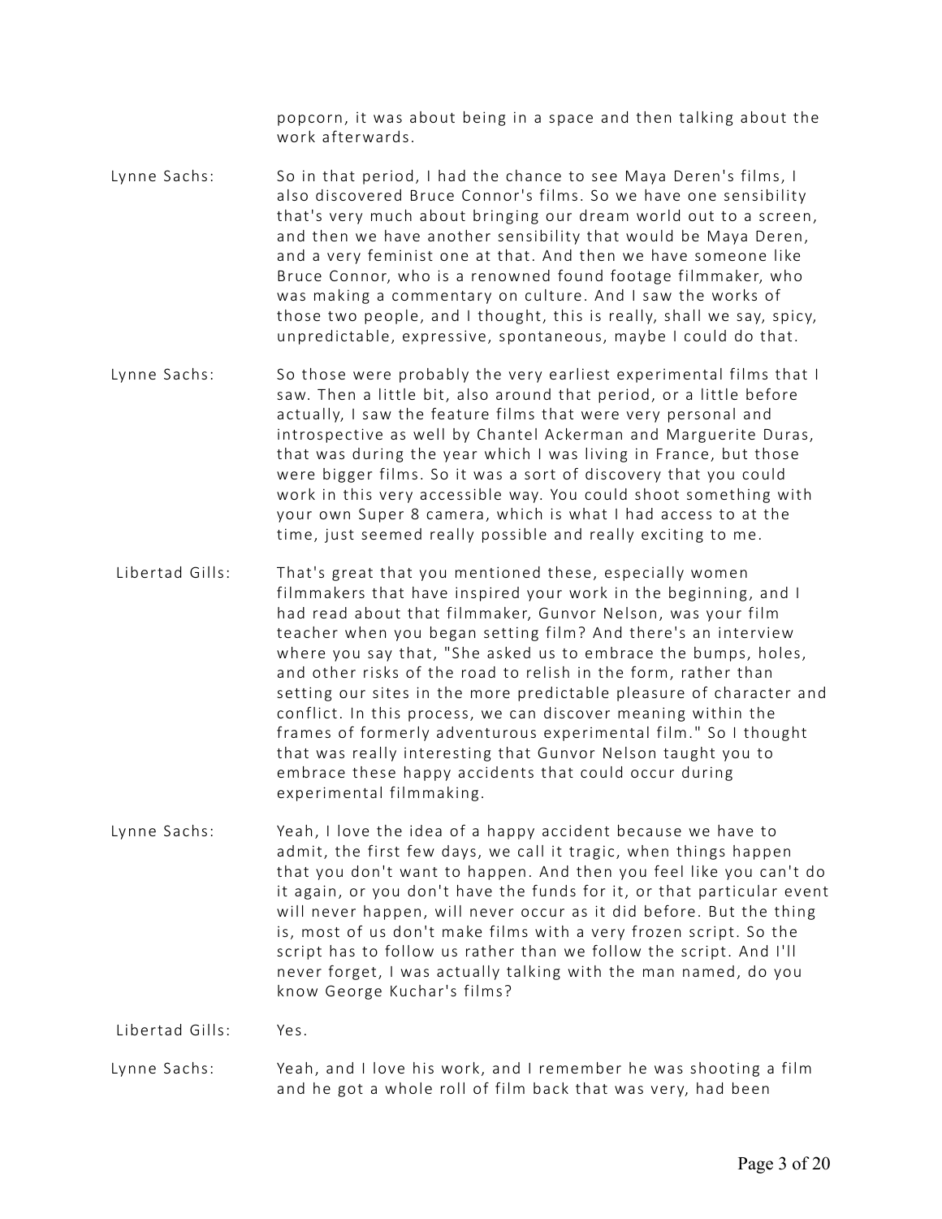popcorn, it was about being in a space and then talking about the work afterwards.

**Lynne Sachs:** So in that period, I had the chance to see Maya Deren's films, I also discovered Bruce Connor's films. So we have one sensibility that's very much about bringing our dream world out to a screen, and then we have another sensibility that would be Maya Deren, and a very feminist one at that. And then we have someone like Bruce Connor, who is a renowned found footage filmmaker, who was making a commentary on culture. And I saw the works of those two people, and I thought, this is really, shall we say, spicy, unpredictable, expressive, spontaneous, maybe I could do that.

**Lynne Sachs:** So those were probably the very earliest experimental films that I saw. Then a little bit, also around that period, or a little before actually, I saw the feature films that were very personal and introspective as well by Chantel Ackerman and Marguerite Duras, that was during the year which I was living in France, but those were bigger films. So it was a sort of discovery that you could work in this very accessible way. You could shoot something with your own Super 8 camera, which is what I had access to at the time, just seemed really possible and really exciting to me.

**Libertad Gills:** That's great that you mentioned these, especially women filmmakers that have inspired your work in the beginning, and I had read about that filmmaker, Gunvor Nelson, was your film teacher when you began setting film? And there's an interview where you say that, "She asked us to embrace the bumps, holes, and other risks of the road to relish in the form, rather than setting our sites in the more predictable pleasure of character and conflict. In this process, we can discover meaning within the frames of formerly adventurous experimental film." So I thought that was really interesting that Gunvor Nelson taught you to embrace these happy accidents that could occur during experimental filmmaking.

**Lynne Sachs:** Yeah, I love the idea of a happy accident because we have to admit, the first few days, we call it tragic, when things happen that you don't want to happen. And then you feel like you can't do it again, or you don't have the funds for it, or that particular event will never happen, will never occur as it did before. But the thing is, most of us don't make films with a very frozen script. So the script has to follow us rather than we follow the script. And I'll never forget, I was actually talking with the man named, do you know George Kuchar's films?

**Libertad Gills:** Yes.

**Lynne Sachs:** Yeah, and I love his work, and I remember he was shooting a film and he got a whole roll of film back that was very, had been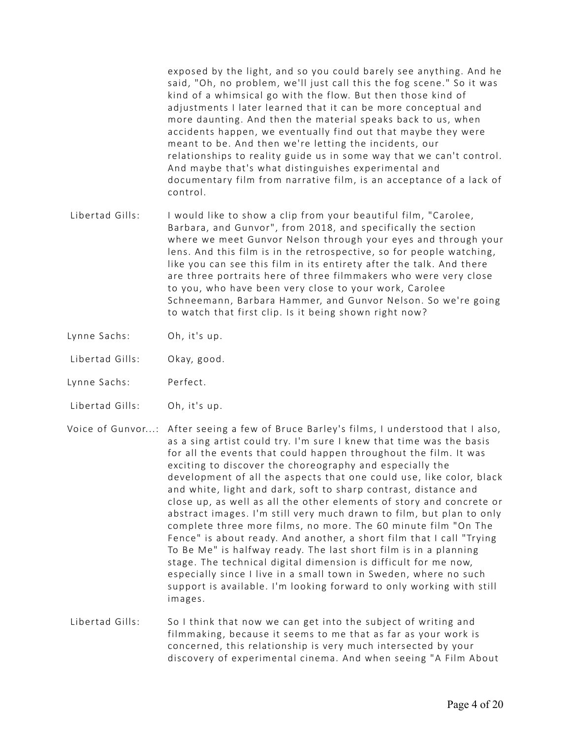exposed by the light, and so you could barely see anything. And he said, "Oh, no problem, we'll just call this the fog scene." So it was kind of a whimsical go with the flow. But then those kind of adjustments I later learned that it can be more conceptual and more daunting. And then the material speaks back to us, when accidents happen, we eventually find out that maybe they were meant to be. And then we're letting the incidents, our relationships to reality guide us in some way that we can't control. And maybe that's what distinguishes experimental and documentary film from narrative film, is an acceptance of a lack of control.

Libertad Gills: I would like to show a clip from your beautiful film, "Carolee, Barbara, and Gunvor", from 2018, and specifically the section where we meet Gunvor Nelson through your eyes and through your lens. And this film is in the retrospective, so for people watching, like you can see this film in its entirety after the talk. And there are three portraits here of three filmmakers who were very close to you, who have been very close to your work, Carolee Schneemann, Barbara Hammer, and Gunvor Nelson. So we're going to watch that first clip. Is it being shown right now?

Lynne Sachs: Oh, it's up.

Libertad Gills: Okay, good.

Lynne Sachs: Perfect.

Libertad Gills: Oh, it's up.

Voice of Gunvor...: After seeing a few of Bruce Barley's films, I understood that I also, as a sing artist could try. I'm sure I knew that time was the basis for all the events that could happen throughout the film. It was exciting to discover the choreography and especially the development of all the aspects that one could use, like color, black and white, light and dark, soft to sharp contrast, distance and close up, as well as all the other elements of story and concrete or abstract images. I'm still very much drawn to film, but plan to only complete three more films, no more. The 60 minute film "On The Fence" is about ready. And another, a short film that I call "Trying To Be Me" is halfway ready. The last short film is in a planning stage. The technical digital dimension is difficult for me now, especially since I live in a small town in Sweden, where no such support is available. I'm looking forward to only working with still images.

Libertad Gills: So I think that now we can get into the subject of writing and filmmaking, because it seems to me that as far as your work is concerned, this relationship is very much intersected by your discovery of experimental cinema. And when seeing "A Film About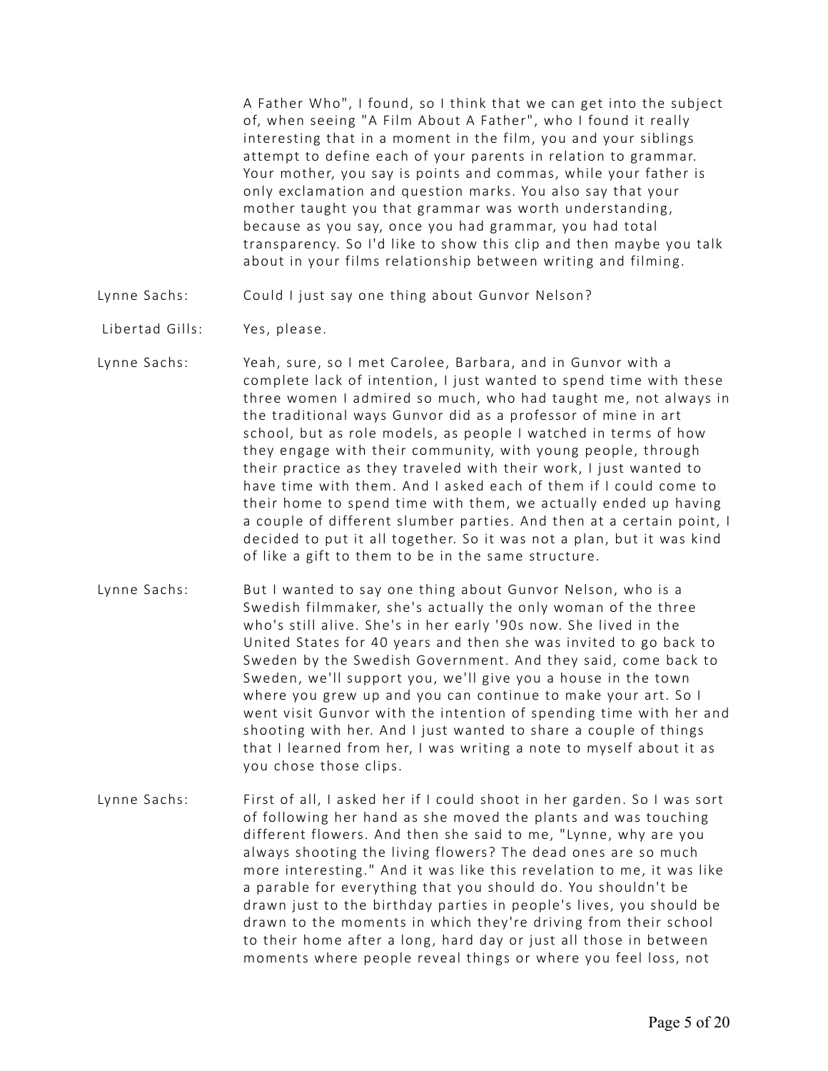A Father Who", I found, so I think that we can get into the subject of, when seeing "A Film About A Father", who I found it really interesting that in a moment in the film, you and your siblings attempt to define each of your parents in relation to grammar. Your mother, you say is points and commas, while your father is only exclamation and question marks. You also say that your mother taught you that grammar was worth understanding, because as you say, once you had grammar, you had total transparency. So I'd like to show this clip and then maybe you talk about in your films relationship between writing and filming.

Lynne Sachs: Could I just say one thing about Gunvor Nelson?

Libertad Gills: Yes, please.

Lynne Sachs: Yeah, sure, so I met Carolee, Barbara, and in Gunvor with a complete lack of intention, I just wanted to spend time with these three women I admired so much, who had taught me, not always in the traditional ways Gunvor did as a professor of mine in art school, but as role models, as people I watched in terms of how they engage with their community, with young people, through their practice as they traveled with their work, I just wanted to have time with them. And I asked each of them if I could come to their home to spend time with them, we actually ended up having a couple of different slumber parties. And then at a certain point, I decided to put it all together. So it was not a plan, but it was kind of like a gift to them to be in the same structure.

Lynne Sachs: But I wanted to say one thing about Gunvor Nelson, who is a Swedish filmmaker, she's actually the only woman of the three who's still alive. She's in her early '90s now. She lived in the United States for 40 years and then she was invited to go back to Sweden by the Swedish Government. And they said, come back to Sweden, we'll support you, we'll give you a house in the town where you grew up and you can continue to make your art. So I went visit Gunvor with the intention of spending time with her and shooting with her. And I just wanted to share a couple of things that I learned from her, I was writing a note to myself about it as you chose those clips.

Lynne Sachs: First of all, I asked her if I could shoot in her garden. So I was sort of following her hand as she moved the plants and was touching different flowers. And then she said to me, "Lynne, why are you always shooting the living flowers? The dead ones are so much more interesting." And it was like this revelation to me, it was like a parable for everything that you should do. You shouldn't be drawn just to the birthday parties in people's lives, you should be drawn to the moments in which they're driving from their school to their home after a long, hard day or just all those in between moments where people reveal things or where you feel loss, not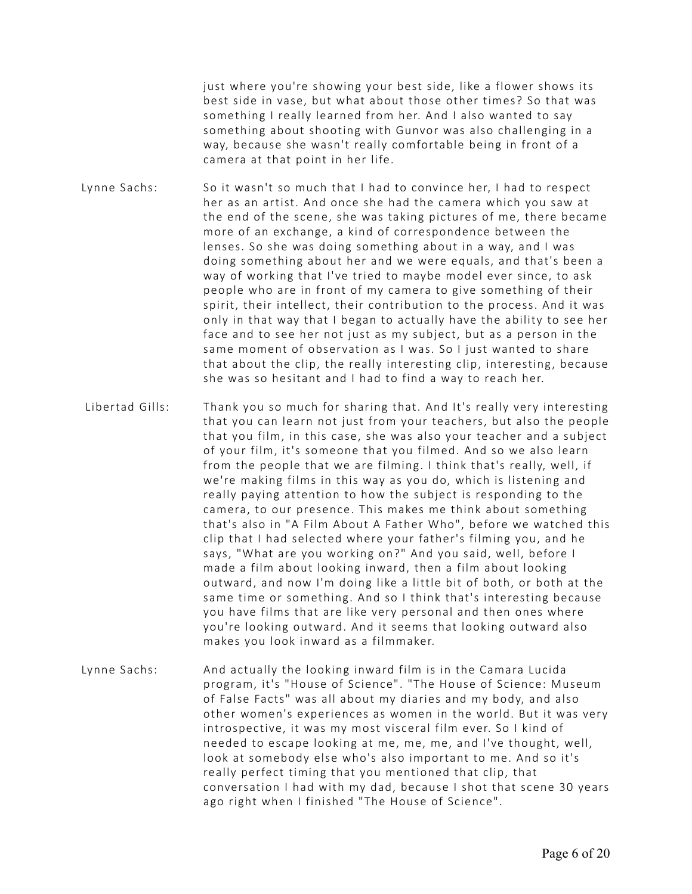just where you're showing your best side, like a flower shows its best side in vase, but what about those other times? So that was something I really learned from her. And I also wanted to say something about shooting with Gunvor was also challenging in a way, because she wasn't really comfortable being in front of a camera at that point in her life.

Lynne Sachs: So it wasn't so much that I had to convince her, I had to respect her as an artist. And once she had the camera which you saw at the end of the scene, she was taking pictures of me, there became more of an exchange, a kind of correspondence between the lenses. So she was doing something about in a way, and I was doing something about her and we were equals, and that's been a way of working that I've tried to maybe model ever since, to ask people who are in front of my camera to give something of their spirit, their intellect, their contribution to the process. And it was only in that way that I began to actually have the ability to see her face and to see her not just as my subject, but as a person in the same moment of observation as I was. So I just wanted to share that about the clip, the really interesting clip, interesting, because she was so hesitant and I had to find a way to reach her.

Libertad Gills: Thank you so much for sharing that. And It's really very interesting that you can learn not just from your teachers, but also the people that you film, in this case, she was also your teacher and a subject of your film, it's someone that you filmed. And so we also learn from the people that we are filming. I think that's really, well, if we're making films in this way as you do, which is listening and really paying attention to how the subject is responding to the camera, to our presence. This makes me think about something that's also in "A Film About A Father Who", before we watched this clip that I had selected where your father's filming you, and he says, "What are you working on?" And you said, well, before I made a film about looking inward, then a film about looking outward, and now I'm doing like a little bit of both, or both at the same time or something. And so I think that's interesting because you have films that are like very personal and then ones where you're looking outward. And it seems that looking outward also makes you look inward as a filmmaker.

Lynne Sachs: And actually the looking inward film is in the Camara Lucida program, it's "House of Science". "The House of Science: Museum of False Facts" was all about my diaries and my body, and also other women's experiences as women in the world. But it was very introspective, it was my most visceral film ever. So I kind of needed to escape looking at me, me, me, and I've thought, well, look at somebody else who's also important to me. And so it's really perfect timing that you mentioned that clip, that conversation I had with my dad, because I shot that scene 30 years ago right when I finished "The House of Science".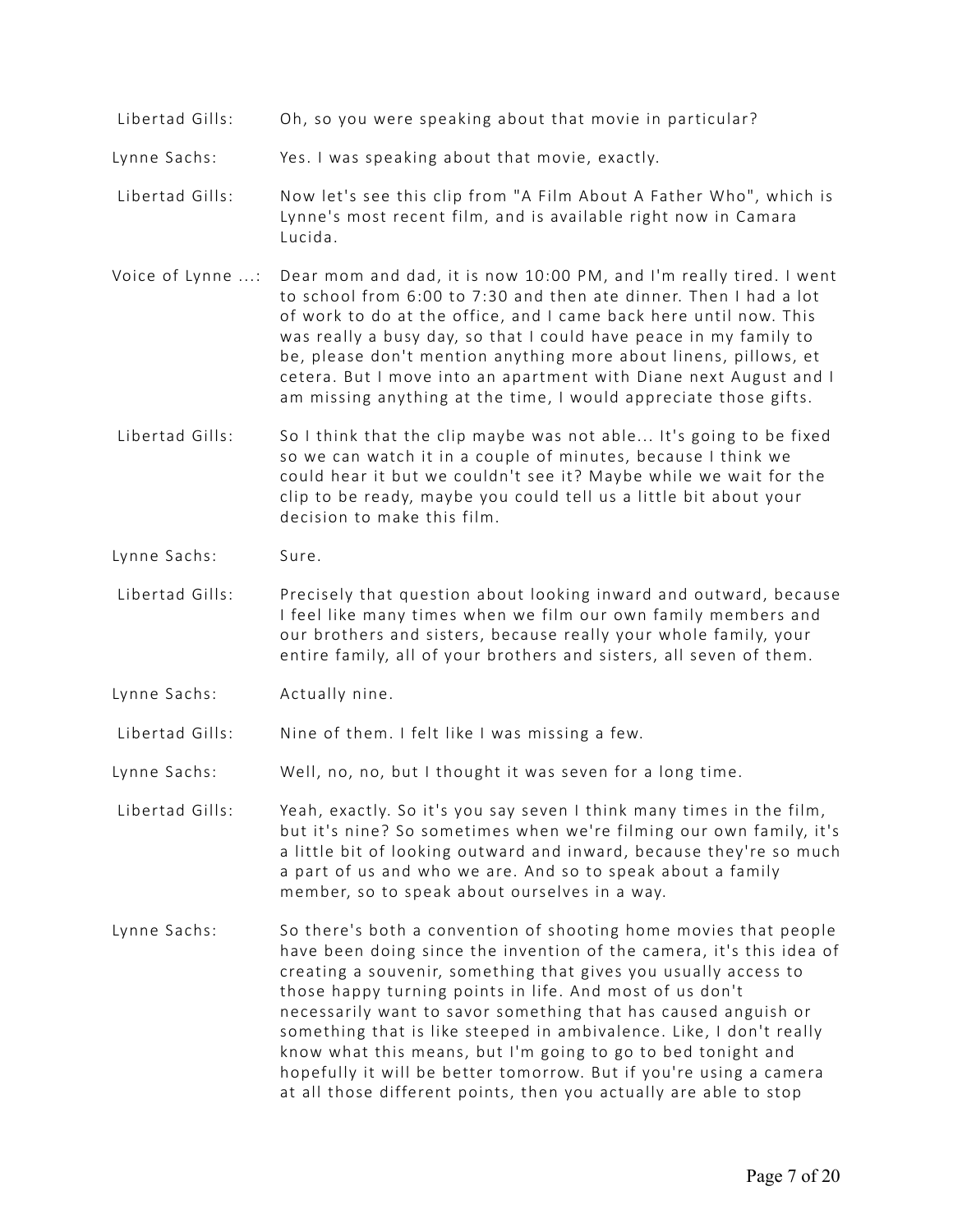Libertad Gills: Oh, so you were speaking about that movie in particular?

Lynne Sachs: Yes. I was speaking about that movie, exactly.

Libertad Gills: Now let's see this clip from "A Film About A Father Who", which is Lynne's most recent film, and is available right now in Camara Lucida.

Voice of Lynne ...: Dear mom and dad, it is now 10:00 PM, and I'm really tired. I went to school from 6:00 to 7:30 and then ate dinner. Then I had a lot of work to do at the office, and I came back here until now. This was really a busy day, so that I could have peace in my family to be, please don't mention anything more about linens, pillows, et cetera. But I move into an apartment with Diane next August and I am missing anything at the time, I would appreciate those gifts.

Libertad Gills: So I think that the clip maybe was not able... It's going to be fixed so we can watch it in a couple of minutes, because I think we could hear it but we couldn't see it? Maybe while we wait for the clip to be ready, maybe you could tell us a little bit about your decision to make this film.

Lynne Sachs: Sure.

Libertad Gills: Precisely that question about looking inward and outward, because I feel like many times when we film our own family members and our brothers and sisters, because really your whole family, your entire family, all of your brothers and sisters, all seven of them.

Lynne Sachs: Actually nine.

Libertad Gills: Nine of them. I felt like I was missing a few.

Lynne Sachs: Well, no, no, but I thought it was seven for a long time.

Libertad Gills: Yeah, exactly. So it's you say seven I think many times in the film, but it's nine? So sometimes when we're filming our own family, it's a little bit of looking outward and inward, because they're so much a part of us and who we are. And so to speak about a family member, so to speak about ourselves in a way.

Lynne Sachs: So there's both a convention of shooting home movies that people have been doing since the invention of the camera, it's this idea of creating a souvenir, something that gives you usually access to those happy turning points in life. And most of us don't necessarily want to savor something that has caused anguish or something that is like steeped in ambivalence. Like, I don't really know what this means, but I'm going to go to bed tonight and hopefully it will be better tomorrow. But if you're using a camera at all those different points, then you actually are able to stop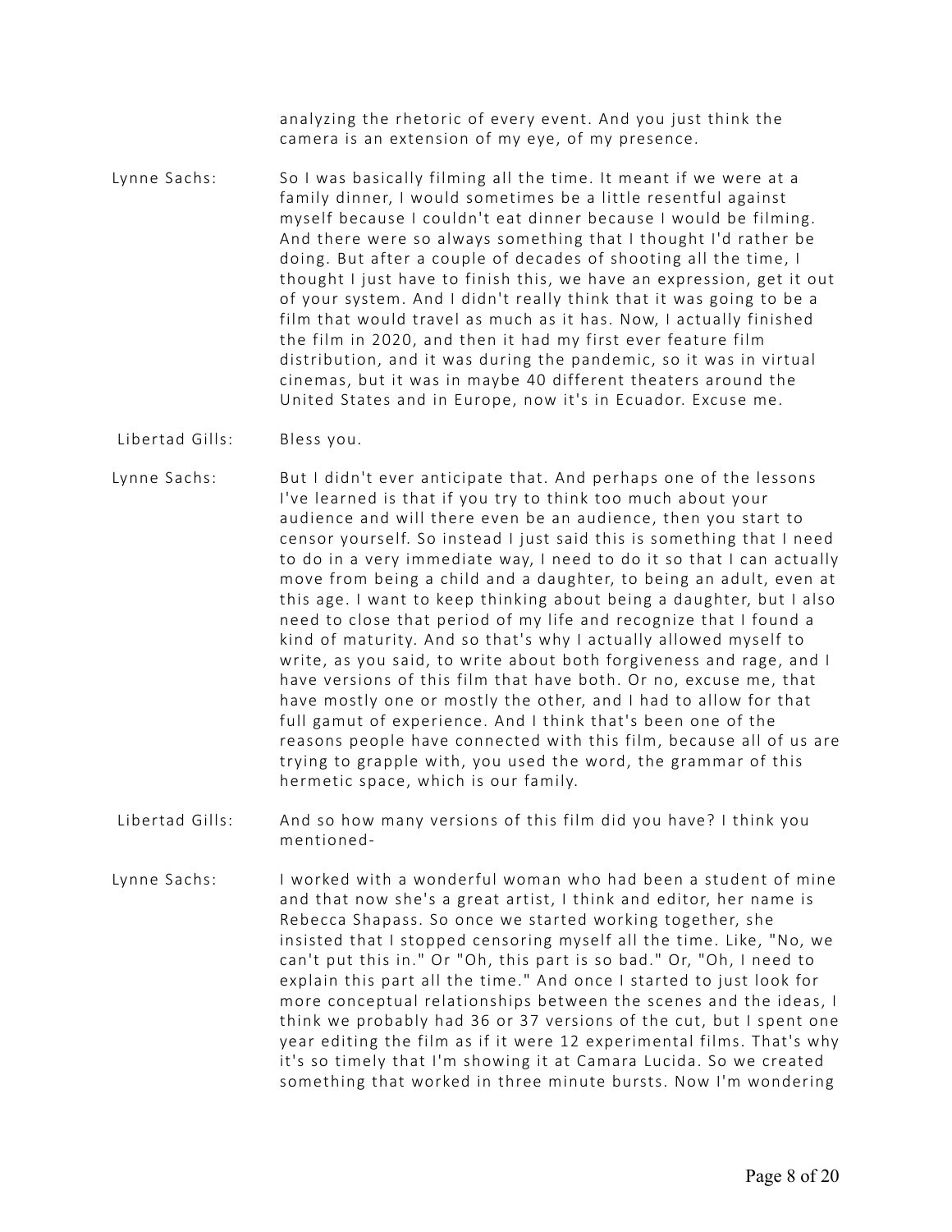analyzing the rhetoric of every event. And you just think the camera is an extension of my eye, of my presence.

Lynne Sachs: So I was basically filming all the time. It meant if we were at a family dinner, I would sometimes be a little resentful against myself because I couldn't eat dinner because I would be filming. And there were so always something that I thought I'd rather be doing. But after a couple of decades of shooting all the time, I thought I just have to finish this, we have an expression, get it out of your system. And I didn't really think that it was going to be a film that would travel as much as it has. Now, I actually finished the film in 2020, and then it had my first ever feature film distribution, and it was during the pandemic, so it was in virtual cinemas, but it was in maybe 40 different theaters around the United States and in Europe, now it's in Ecuador. Excuse me.

Libertad Gills: Bless you.

Lynne Sachs: But I didn't ever anticipate that. And perhaps one of the lessons I've learned is that if you try to think too much about your audience and will there even be an audience, then you start to censor yourself. So instead I just said this is something that I need to do in a very immediate way, I need to do it so that I can actually move from being a child and a daughter, to being an adult, even at this age. I want to keep thinking about being a daughter, but I also need to close that period of my life and recognize that I found a kind of maturity. And so that's why I actually allowed myself to write, as you said, to write about both forgiveness and rage, and I have versions of this film that have both. Or no, excuse me, that have mostly one or mostly the other, and I had to allow for that full gamut of experience. And I think that's been one of the reasons people have connected with this film, because all of us are trying to grapple with, you used the word, the grammar of this hermetic space, which is our family.

Libertad Gills: And so how many versions of this film did you have? I think you mentioned-

Lynne Sachs: I worked with a wonderful woman who had been a student of mine and that now she's a great artist, I think and editor, her name is Rebecca Shapass. So once we started working together, she insisted that I stopped censoring myself all the time. Like, "No, we can't put this in." Or "Oh, this part is so bad." Or, "Oh, I need to explain this part all the time." And once I started to just look for more conceptual relationships between the scenes and the ideas, I think we probably had 36 or 37 versions of the cut, but I spent one year editing the film as if it were 12 experimental films. That's why it's so timely that I'm showing it at Camara Lucida. So we created something that worked in three minute bursts. Now I'm wondering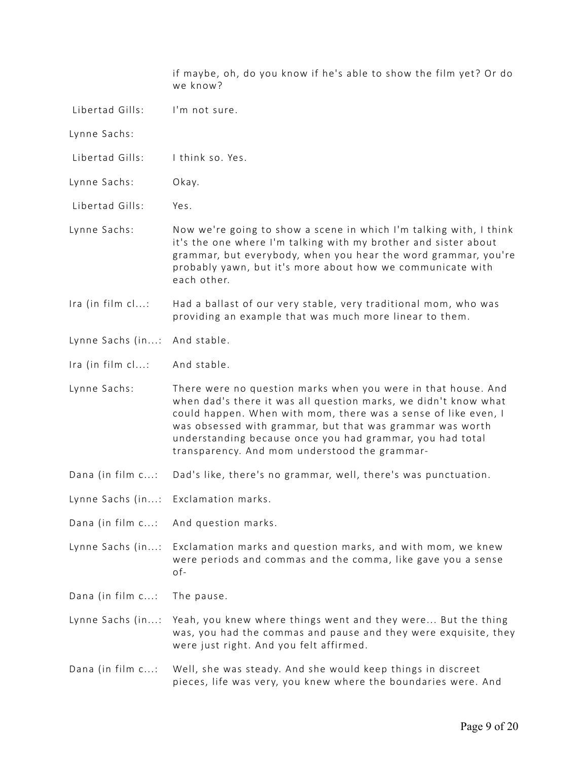if maybe, oh, do you know if he's able to show the film yet? Or do we know?

Libertad Gills: I'm not sure.

Lynne Sachs:

Libertad Gills: I think so. Yes.

Lynne Sachs: Okay.

Libertad Gills: Yes.

Lynne Sachs: Now we're going to show a scene in which I'm talking with, I think it's the one where I'm talking with my brother and sister about grammar, but everybody, when you hear the word grammar, you're probably yawn, but it's more about how we communicate with each other.

Ira (in film cl...: Had a ballast of our very stable, very traditional mom, who was providing an example that was much more linear to them.

Lynne Sachs (in...: And stable.

Ira (in film cl...: And stable.

Lynne Sachs: There were no question marks when you were in that house. And when dad's there it was all question marks, we didn't know what could happen. When with mom, there was a sense of like even, I was obsessed with grammar, but that was grammar was worth understanding because once you had grammar, you had total transparency. And mom understood the grammar-

Dana (in film c...: Dad's like, there's no grammar, well, there's was punctuation.

Lynne Sachs (in...: Exclamation marks.

Dana (in film c...: And question marks.

Lynne Sachs (in...: Exclamation marks and question marks, and with mom, we knew were periods and commas and the comma, like gave you a sense of-

Dana (in film c...: The pause.

Lynne Sachs (in...: Yeah, you knew where things went and they were... But the thing was, you had the commas and pause and they were exquisite, they were just right. And you felt affirmed.

Dana (in film c...: Well, she was steady. And she would keep things in discreet pieces, life was very, you knew where the boundaries were. And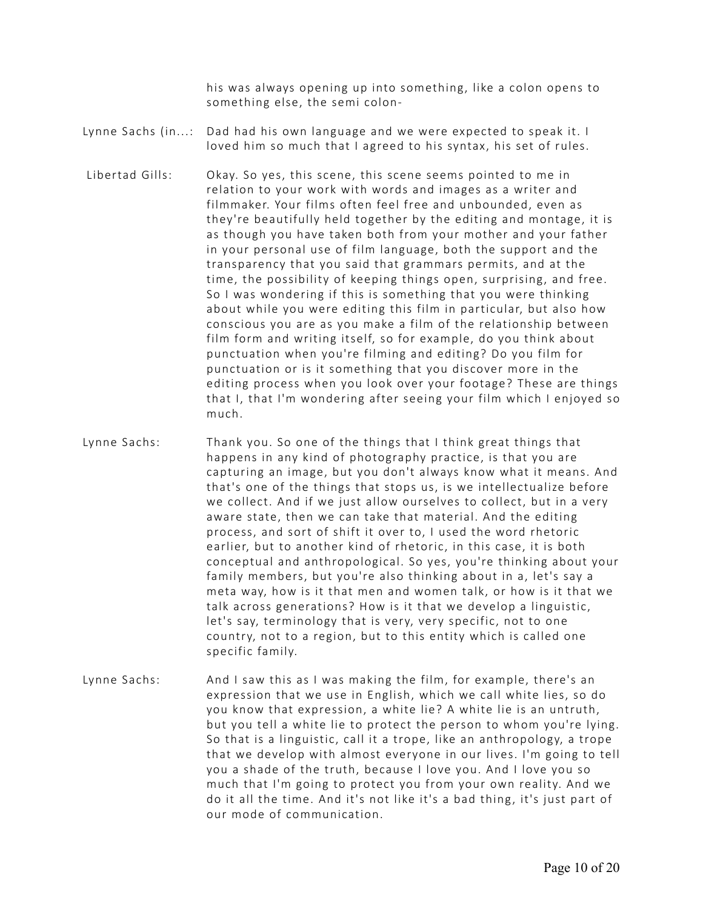his was always opening up into something, like a colon opens to something else, the semi colon-

Lynne Sachs (in...: Dad had his own language and we were expected to speak it. I loved him so much that I agreed to his syntax, his set of rules.

Libertad Gills: Okay. So yes, this scene, this scene seems pointed to me in relation to your work with words and images as a writer and filmmaker. Your films often feel free and unbounded, even as they're beautifully held together by the editing and montage, it is as though you have taken both from your mother and your father in your personal use of film language, both the support and the transparency that you said that grammars permits, and at the time, the possibility of keeping things open, surprising, and free. So I was wondering if this is something that you were thinking about while you were editing this film in particular, but also how conscious you are as you make a film of the relationship between film form and writing itself, so for example, do you think about punctuation when you're filming and editing? Do you film for punctuation or is it something that you discover more in the editing process when you look over your footage? These are things that I, that I'm wondering after seeing your film which I enjoyed so much.

Lynne Sachs: Thank you. So one of the things that I think great things that happens in any kind of photography practice, is that you are capturing an image, but you don't always know what it means. And that's one of the things that stops us, is we intellectualize before we collect. And if we just allow ourselves to collect, but in a very aware state, then we can take that material. And the editing process, and sort of shift it over to, I used the word rhetoric earlier, but to another kind of rhetoric, in this case, it is both conceptual and anthropological. So yes, you're thinking about your family members, but you're also thinking about in a, let's say a meta way, how is it that men and women talk, or how is it that we talk across generations? How is it that we develop a linguistic, let's say, terminology that is very, very specific, not to one country, not to a region, but to this entity which is called one specific family.

Lynne Sachs: And I saw this as I was making the film, for example, there's an expression that we use in English, which we call white lies, so do you know that expression, a white lie? A white lie is an untruth, but you tell a white lie to protect the person to whom you're lying. So that is a linguistic, call it a trope, like an anthropology, a trope that we develop with almost everyone in our lives. I'm going to tell you a shade of the truth, because I love you. And I love you so much that I'm going to protect you from your own reality. And we do it all the time. And it's not like it's a bad thing, it's just part of our mode of communication.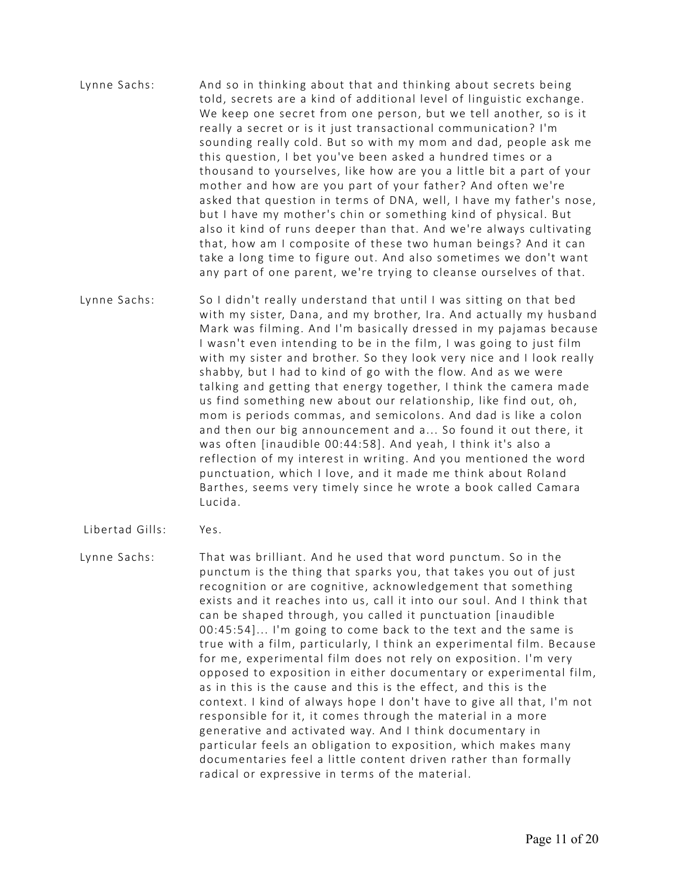Lynne Sachs: And so in thinking about that and thinking about secrets being told, secrets are a kind of additional level of linguistic exchange. We keep one secret from one person, but we tell another, so is it really a secret or is it just transactional communication? I'm sounding really cold. But so with my mom and dad, people ask me this question, I bet you've been asked a hundred times or a thousand to yourselves, like how are you a little bit a part of your mother and how are you part of your father? And often we're asked that question in terms of DNA, well, I have my father's nose, but I have my mother's chin or something kind of physical. But also it kind of runs deeper than that. And we're always cultivating that, how am I composite of these two human beings? And it can take a long time to figure out. And also sometimes we don't want any part of one parent, we're trying to cleanse ourselves of that.

Lynne Sachs: So I didn't really understand that until I was sitting on that bed with my sister, Dana, and my brother, Ira. And actually my husband Mark was filming. And I'm basically dressed in my pajamas because I wasn't even intending to be in the film, I was going to just film with my sister and brother. So they look very nice and I look really shabby, but I had to kind of go with the flow. And as we were talking and getting that energy together, I think the camera made us find something new about our relationship, like find out, oh, mom is periods commas, and semicolons. And dad is like a colon and then our big announcement and a... So found it out there, it was often [inaudible 00:44:58]. And yeah, I think it's also a reflection of my interest in writing. And you mentioned the word punctuation, which I love, and it made me think about Roland Barthes, seems very timely since he wrote a book called Camara Lucida.

Libertad Gills: Yes.

Lynne Sachs: That was brilliant. And he used that word punctum. So in the punctum is the thing that sparks you, that takes you out of just recognition or are cognitive, acknowledgement that something exists and it reaches into us, call it into our soul. And I think that can be shaped through, you called it punctuation [inaudible 00:45:54]... I'm going to come back to the text and the same is true with a film, particularly, I think an experimental film. Because for me, experimental film does not rely on exposition. I'm very opposed to exposition in either documentary or experimental film, as in this is the cause and this is the effect, and this is the context. I kind of always hope I don't have to give all that, I'm not responsible for it, it comes through the material in a more generative and activated way. And I think documentary in particular feels an obligation to exposition, which makes many documentaries feel a little content driven rather than formally radical or expressive in terms of the material.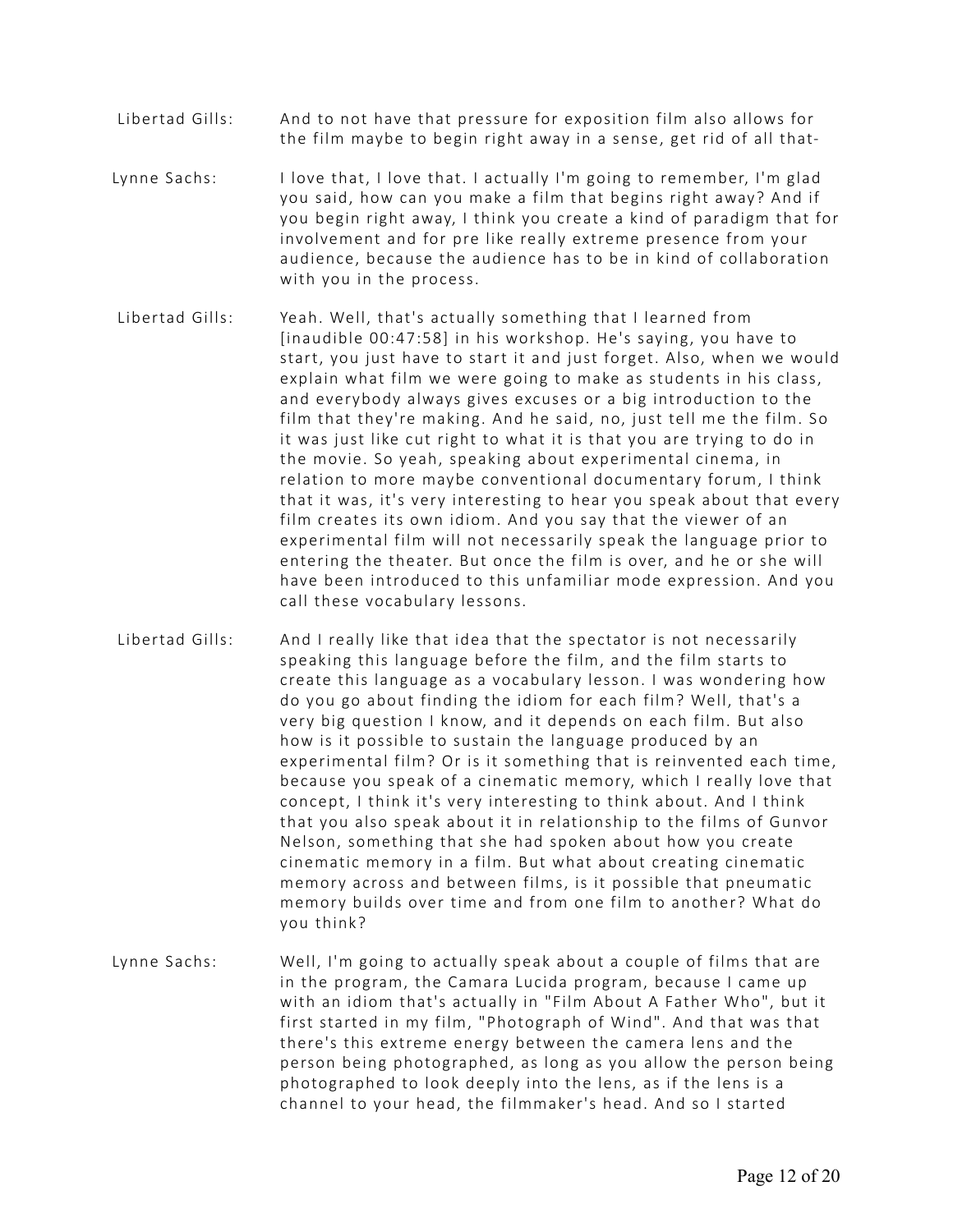Libertad Gills: And to not have that pressure for exposition film also allows for the film maybe to begin right away in a sense, get rid of all that-

Lynne Sachs: I love that, I love that. I actually I'm going to remember, I'm glad you said, how can you make a film that begins right away? And if you begin right away, I think you create a kind of paradigm that for involvement and for pre like really extreme presence from your audience, because the audience has to be in kind of collaboration with you in the process.

Libertad Gills: Yeah. Well, that's actually something that I learned from [inaudible 00:47:58] in his workshop. He's saying, you have to start, you just have to start it and just forget. Also, when we would explain what film we were going to make as students in his class, and everybody always gives excuses or a big introduction to the film that they're making. And he said, no, just tell me the film. So it was just like cut right to what it is that you are trying to do in the movie. So yeah, speaking about experimental cinema, in relation to more maybe conventional documentary forum, I think that it was, it's very interesting to hear you speak about that every film creates its own idiom. And you say that the viewer of an experimental film will not necessarily speak the language prior to entering the theater. But once the film is over, and he or she will have been introduced to this unfamiliar mode expression. And you call these vocabulary lessons.

Libertad Gills: And I really like that idea that the spectator is not necessarily speaking this language before the film, and the film starts to create this language as a vocabulary lesson. I was wondering how do you go about finding the idiom for each film? Well, that's a very big question I know, and it depends on each film. But also how is it possible to sustain the language produced by an experimental film? Or is it something that is reinvented each time, because you speak of a cinematic memory, which I really love that concept, I think it's very interesting to think about. And I think that you also speak about it in relationship to the films of Gunvor Nelson, something that she had spoken about how you create cinematic memory in a film. But what about creating cinematic memory across and between films, is it possible that pneumatic memory builds over time and from one film to another? What do you think?

Lynne Sachs: Well, I'm going to actually speak about a couple of films that are in the program, the Camara Lucida program, because I came up with an idiom that's actually in "Film About A Father Who", but it first started in my film, "Photograph of Wind". And that was that there's this extreme energy between the camera lens and the person being photographed, as long as you allow the person being photographed to look deeply into the lens, as if the lens is a channel to your head, the filmmaker's head. And so I started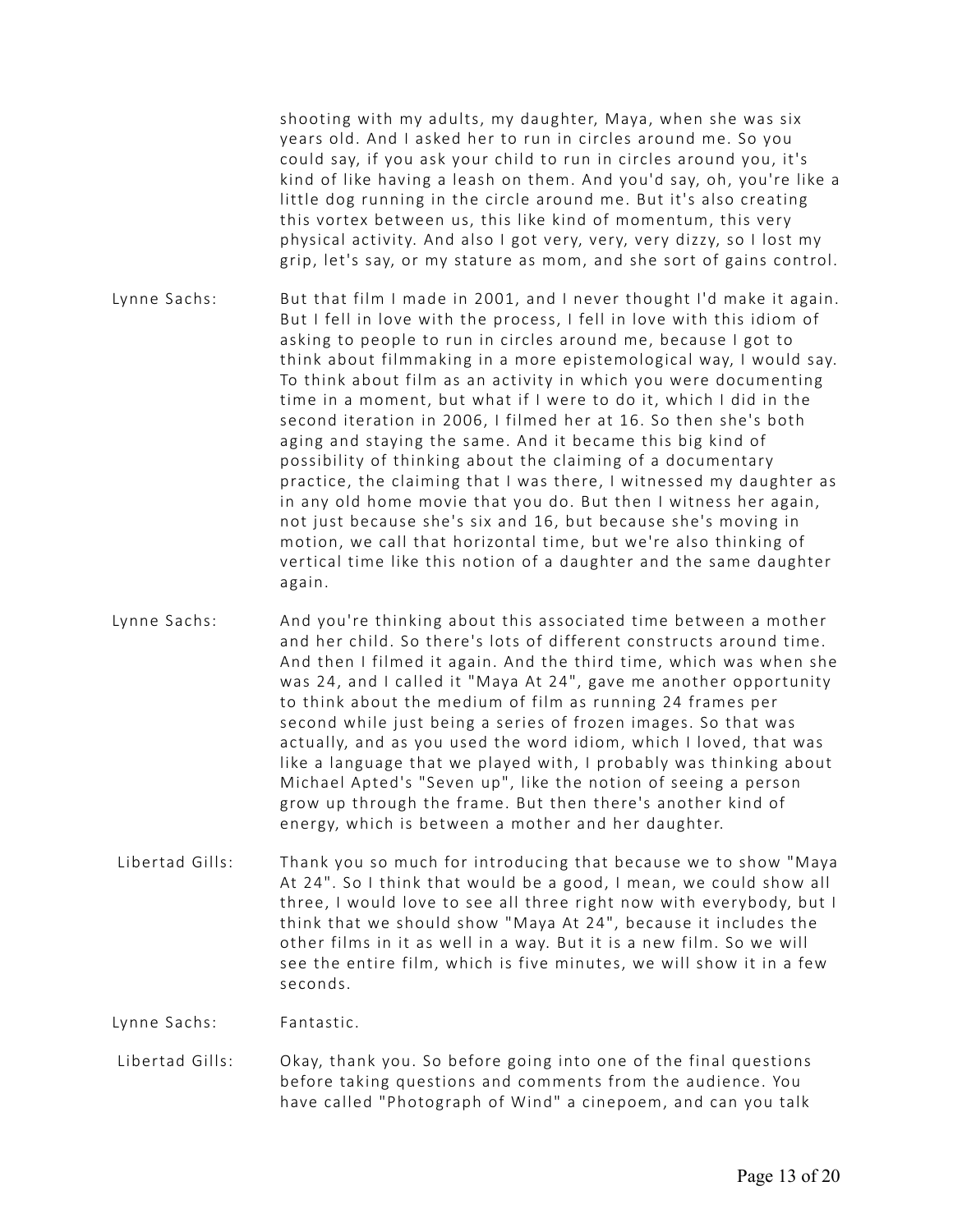shooting with my adults, my daughter, Maya, when she was six years old. And I asked her to run in circles around me. So you could say, if you ask your child to run in circles around you, it's kind of like having a leash on them. And you'd say, oh, you're like a little dog running in the circle around me. But it's also creating this vortex between us, this like kind of momentum, this very physical activity. And also I got very, very, very dizzy, so I lost my grip, let's say, or my stature as mom, and she sort of gains control.

Lynne Sachs: But that film I made in 2001, and I never thought I'd make it again. But I fell in love with the process, I fell in love with this idiom of asking to people to run in circles around me, because I got to think about filmmaking in a more epistemological way, I would say. To think about film as an activity in which you were documenting time in a moment, but what if I were to do it, which I did in the second iteration in 2006, I filmed her at 16. So then she's both aging and staying the same. And it became this big kind of possibility of thinking about the claiming of a documentary practice, the claiming that I was there, I witnessed my daughter as in any old home movie that you do. But then I witness her again, not just because she's six and 16, but because she's moving in motion, we call that horizontal time, but we're also thinking of vertical time like this notion of a daughter and the same daughter again.

Lynne Sachs: And you're thinking about this associated time between a mother and her child. So there's lots of different constructs around time. And then I filmed it again. And the third time, which was when she was 24, and I called it "Maya At 24", gave me another opportunity to think about the medium of film as running 24 frames per second while just being a series of frozen images. So that was actually, and as you used the word idiom, which I loved, that was like a language that we played with, I probably was thinking about Michael Apted's "Seven up", like the notion of seeing a person grow up through the frame. But then there's another kind of energy, which is between a mother and her daughter.

Libertad Gills: Thank you so much for introducing that because we to show "Maya At 24". So I think that would be a good, I mean, we could show all three, I would love to see all three right now with everybody, but I think that we should show "Maya At 24", because it includes the other films in it as well in a way. But it is a new film. So we will see the entire film, which is five minutes, we will show it in a few seconds.

Lynne Sachs: Fantastic.

Libertad Gills: Okay, thank you. So before going into one of the final questions before taking questions and comments from the audience. You have called "Photograph of Wind" a cinepoem, and can you talk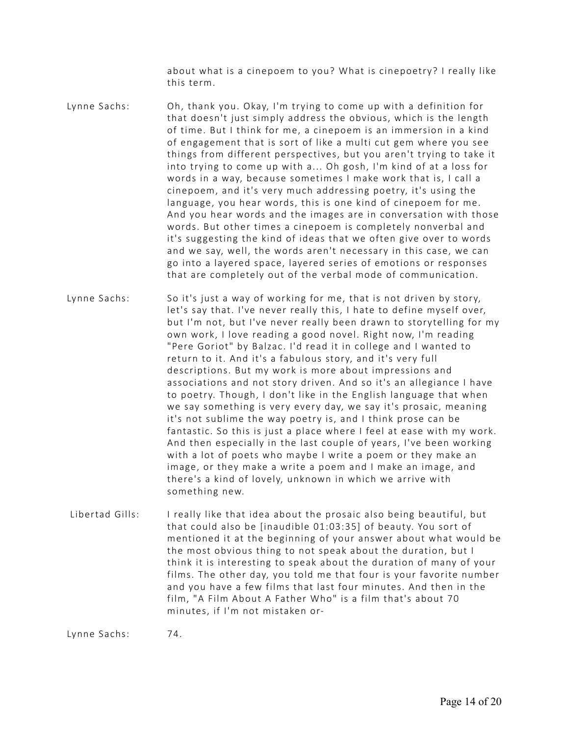about what is a cinepoem to you? What is cinepoetry? I really like this term.

Lynne Sachs: Oh, thank you. Okay, I'm trying to come up with a definition for that doesn't just simply address the obvious, which is the length of time. But I think for me, a cinepoem is an immersion in a kind of engagement that is sort of like a multi cut gem where you see things from different perspectives, but you aren't trying to take it into trying to come up with a... Oh gosh, I'm kind of at a loss for words in a way, because sometimes I make work that is, I call a cinepoem, and it's very much addressing poetry, it's using the language, you hear words, this is one kind of cinepoem for me. And you hear words and the images are in conversation with those words. But other times a cinepoem is completely nonverbal and it's suggesting the kind of ideas that we often give over to words and we say, well, the words aren't necessary in this case, we can go into a layered space, layered series of emotions or responses that are completely out of the verbal mode of communication.

Lynne Sachs: So it's just a way of working for me, that is not driven by story, let's say that. I've never really this, I hate to define myself over, but I'm not, but I've never really been drawn to storytelling for my own work, I love reading a good novel. Right now, I'm reading "Pere Goriot" by Balzac. I'd read it in college and I wanted to return to it. And it's a fabulous story, and it's very full descriptions. But my work is more about impressions and associations and not story driven. And so it's an allegiance I have to poetry. Though, I don't like in the English language that when we say something is very every day, we say it's prosaic, meaning it's not sublime the way poetry is, and I think prose can be fantastic. So this is just a place where I feel at ease with my work. And then especially in the last couple of years, I've been working with a lot of poets who maybe I write a poem or they make an image, or they make a write a poem and I make an image, and there's a kind of lovely, unknown in which we arrive with something new.

Libertad Gills: I really like that idea about the prosaic also being beautiful, but that could also be [inaudible 01:03:35] of beauty. You sort of mentioned it at the beginning of your answer about what would be the most obvious thing to not speak about the duration, but I think it is interesting to speak about the duration of many of your films. The other day, you told me that four is your favorite number and you have a few films that last four minutes. And then in the film, "A Film About A Father Who" is a film that's about 70 minutes, if I'm not mistaken or-

Lynne Sachs: 74.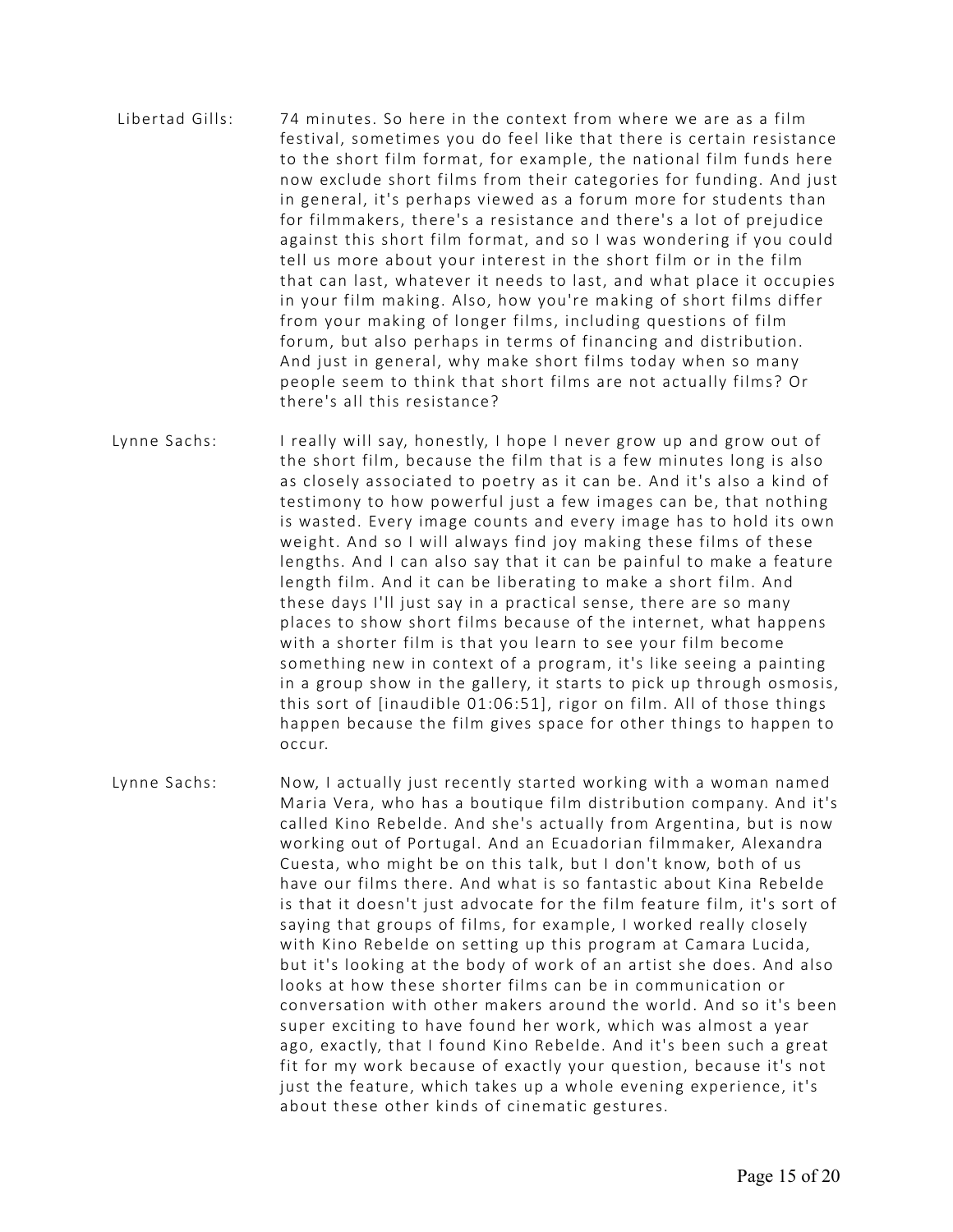Libertad Gills: 74 minutes. So here in the context from where we are as a film festival, sometimes you do feel like that there is certain resistance to the short film format, for example, the national film funds here now exclude short films from their categories for funding. And just in general, it's perhaps viewed as a forum more for students than for filmmakers, there's a resistance and there's a lot of prejudice against this short film format, and so I was wondering if you could tell us more about your interest in the short film or in the film that can last, whatever it needs to last, and what place it occupies in your film making. Also, how you're making of short films differ from your making of longer films, including questions of film forum, but also perhaps in terms of financing and distribution. And just in general, why make short films today when so many people seem to think that short films are not actually films? Or there's all this resistance?

Lynne Sachs: I really will say, honestly, I hope I never grow up and grow out of the short film, because the film that is a few minutes long is also as closely associated to poetry as it can be. And it's also a kind of testimony to how powerful just a few images can be, that nothing is wasted. Every image counts and every image has to hold its own weight. And so I will always find joy making these films of these lengths. And I can also say that it can be painful to make a feature length film. And it can be liberating to make a short film. And these days I'll just say in a practical sense, there are so many places to show short films because of the internet, what happens with a shorter film is that you learn to see your film become something new in context of a program, it's like seeing a painting in a group show in the gallery, it starts to pick up through osmosis, this sort of [inaudible 01:06:51], rigor on film. All of those things happen because the film gives space for other things to happen to occur.

Lynne Sachs: Now, I actually just recently started working with a woman named Maria Vera, who has a boutique film distribution company. And it's called Kino Rebelde. And she's actually from Argentina, but is now working out of Portugal. And an Ecuadorian filmmaker, Alexandra Cuesta, who might be on this talk, but I don't know, both of us have our films there. And what is so fantastic about Kina Rebelde is that it doesn't just advocate for the film feature film, it's sort of saying that groups of films, for example, I worked really closely with Kino Rebelde on setting up this program at Camara Lucida, but it's looking at the body of work of an artist she does. And also looks at how these shorter films can be in communication or conversation with other makers around the world. And so it's been super exciting to have found her work, which was almost a year ago, exactly, that I found Kino Rebelde. And it's been such a great fit for my work because of exactly your question, because it's not just the feature, which takes up a whole evening experience, it's about these other kinds of cinematic gestures.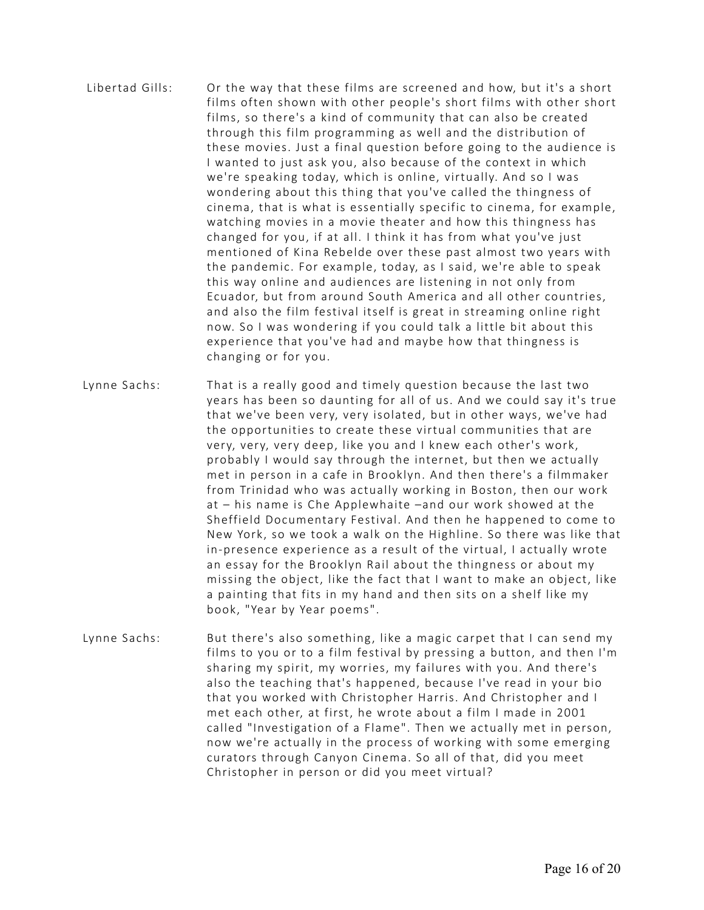Libertad Gills: Or the way that these films are screened and how, but it's a short films often shown with other people's short films with other short films, so there's a kind of community that can also be created through this film programming as well and the distribution of these movies. Just a final question before going to the audience is I wanted to just ask you, also because of the context in which we're speaking today, which is online, virtually. And so I was wondering about this thing that you've called the thingness of cinema, that is what is essentially specific to cinema, for example, watching movies in a movie theater and how this thingness has changed for you, if at all. I think it has from what you've just mentioned of Kina Rebelde over these past almost two years with the pandemic. For example, today, as I said, we're able to speak this way online and audiences are listening in not only from Ecuador, but from around South America and all other countries, and also the film festival itself is great in streaming online right now. So I was wondering if you could talk a little bit about this experience that you've had and maybe how that thingness is changing or for you.

Lynne Sachs: That is a really good and timely question because the last two years has been so daunting for all of us. And we could say it's true that we've been very, very isolated, but in other ways, we've had the opportunities to create these virtual communities that are very, very, very deep, like you and I knew each other's work, probably I would say through the internet, but then we actually met in person in a cafe in Brooklyn. And then there's a filmmaker from Trinidad who was actually working in Boston, then our work at – his name is Che Applewhaite –and our work showed at the Sheffield Documentary Festival. And then he happened to come to New York, so we took a walk on the Highline. So there was like that in-presence experience as a result of the virtual, I actually wrote an essay for the Brooklyn Rail about the thingness or about my missing the object, like the fact that I want to make an object, like a painting that fits in my hand and then sits on a shelf like my book, "Year by Year poems".

Lynne Sachs: But there's also something, like a magic carpet that I can send my films to you or to a film festival by pressing a button, and then I'm sharing my spirit, my worries, my failures with you. And there's also the teaching that's happened, because I've read in your bio that you worked with Christopher Harris. And Christopher and I met each other, at first, he wrote about a film I made in 2001 called "Investigation of a Flame". Then we actually met in person, now we're actually in the process of working with some emerging curators through Canyon Cinema. So all of that, did you meet Christopher in person or did you meet virtual?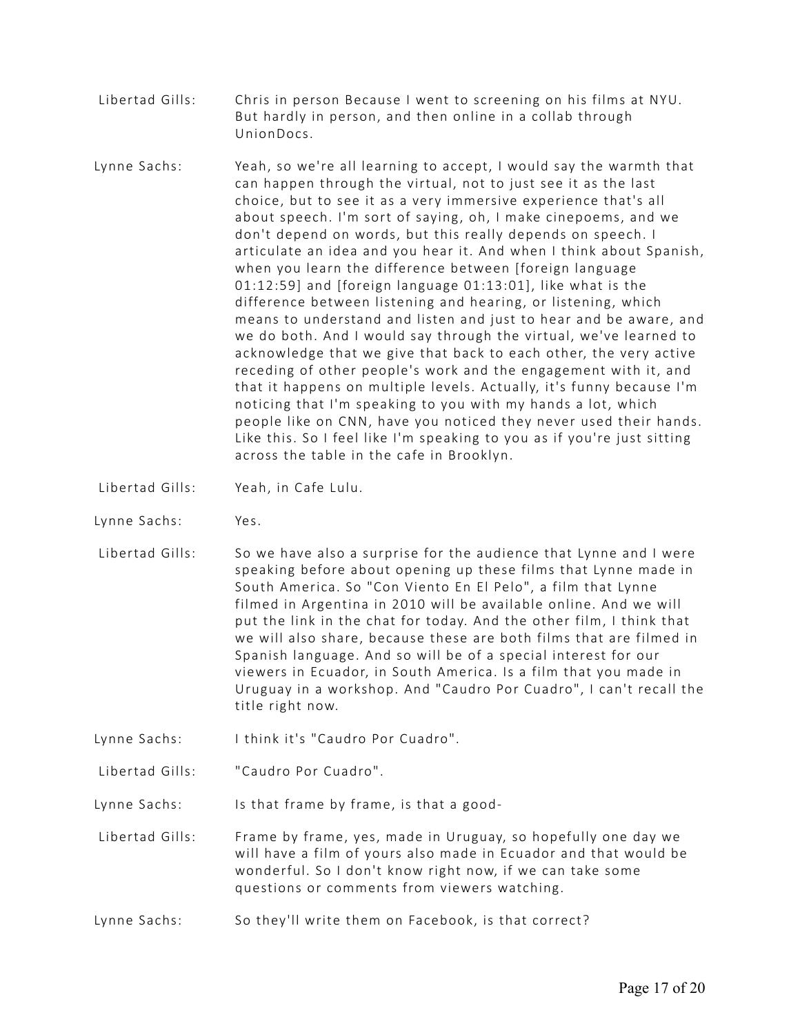Libertad Gills: Chris in person Because I went to screening on his films at NYU. But hardly in person, and then online in a collab through UnionDocs.

Lynne Sachs: Yeah, so we're all learning to accept, I would say the warmth that can happen through the virtual, not to just see it as the last choice, but to see it as a very immersive experience that's all about speech. I'm sort of saying, oh, I make cinepoems, and we don't depend on words, but this really depends on speech. I articulate an idea and you hear it. And when I think about Spanish, when you learn the difference between [foreign language 01:12:59] and [foreign language 01:13:01], like what is the difference between listening and hearing, or listening, which means to understand and listen and just to hear and be aware, and we do both. And I would say through the virtual, we've learned to acknowledge that we give that back to each other, the very active receding of other people's work and the engagement with it, and that it happens on multiple levels. Actually, it's funny because I'm noticing that I'm speaking to you with my hands a lot, which people like on CNN, have you noticed they never used their hands. Like this. So I feel like I'm speaking to you as if you're just sitting across the table in the cafe in Brooklyn.

Libertad Gills: Yeah, in Cafe Lulu.

Lynne Sachs: Yes.

Libertad Gills: So we have also a surprise for the audience that Lynne and I were speaking before about opening up these films that Lynne made in South America. So "Con Viento En El Pelo", a film that Lynne filmed in Argentina in 2010 will be available online. And we will put the link in the chat for today. And the other film, I think that we will also share, because these are both films that are filmed in Spanish language. And so will be of a special interest for our viewers in Ecuador, in South America. Is a film that you made in Uruguay in a workshop. And "Caudro Por Cuadro", I can't recall the title right now.

Lynne Sachs: I think it's "Caudro Por Cuadro".

Libertad Gills: "Caudro Por Cuadro".

Lynne Sachs: Is that frame by frame, is that a good-

Libertad Gills: Frame by frame, yes, made in Uruguay, so hopefully one day we will have a film of yours also made in Ecuador and that would be wonderful. So I don't know right now, if we can take some questions or comments from viewers watching.

Lynne Sachs: So they'll write them on Facebook, is that correct?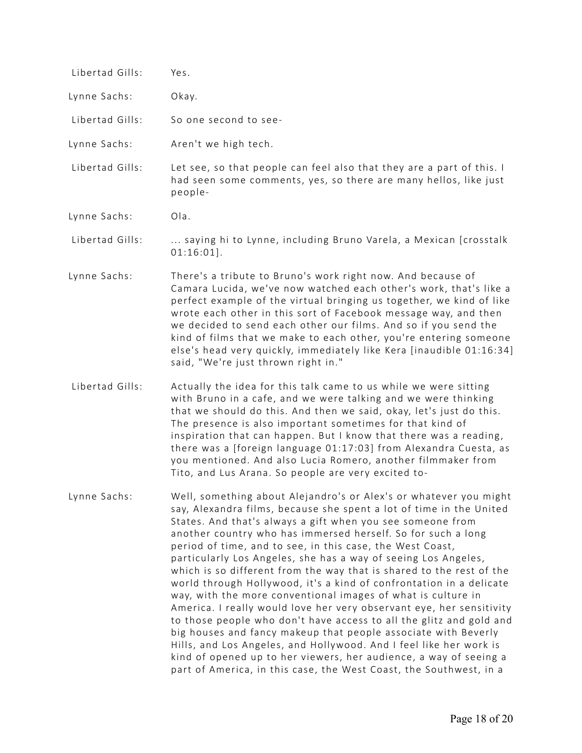Libertad Gills: Yes.

Lynne Sachs: Okay.

Libertad Gills: So one second to see-

Lynne Sachs: Aren't we high tech.

Libertad Gills: Let see, so that people can feel also that they are a part of this. I had seen some comments, yes, so there are many hellos, like just people-

Lynne Sachs: Ola.

Libertad Gills: ... saying hi to Lynne, including Bruno Varela, a Mexican [crosstalk 01:16:01].

Lynne Sachs: There's a tribute to Bruno's work right now. And because of Camara Lucida, we've now watched each other's work, that's like a perfect example of the virtual bringing us together, we kind of like wrote each other in this sort of Facebook message way, and then we decided to send each other our films. And so if you send the kind of films that we make to each other, you're entering someone else's head very quickly, immediately like Kera [inaudible 01:16:34] said, "We're just thrown right in."

Libertad Gills: Actually the idea for this talk came to us while we were sitting with Bruno in a cafe, and we were talking and we were thinking that we should do this. And then we said, okay, let's just do this. The presence is also important sometimes for that kind of inspiration that can happen. But I know that there was a reading, there was a [foreign language 01:17:03] from Alexandra Cuesta, as you mentioned. And also Lucia Romero, another filmmaker from Tito, and Lus Arana. So people are very excited to-

Lynne Sachs: Well, something about Alejandro's or Alex's or whatever you might say, Alexandra films, because she spent a lot of time in the United States. And that's always a gift when you see someone from another country who has immersed herself. So for such a long period of time, and to see, in this case, the West Coast, particularly Los Angeles, she has a way of seeing Los Angeles, which is so different from the way that is shared to the rest of the world through Hollywood, it's a kind of confrontation in a delicate way, with the more conventional images of what is culture in America. I really would love her very observant eye, her sensitivity to those people who don't have access to all the glitz and gold and big houses and fancy makeup that people associate with Beverly Hills, and Los Angeles, and Hollywood. And I feel like her work is kind of opened up to her viewers, her audience, a way of seeing a part of America, in this case, the West Coast, the Southwest, in a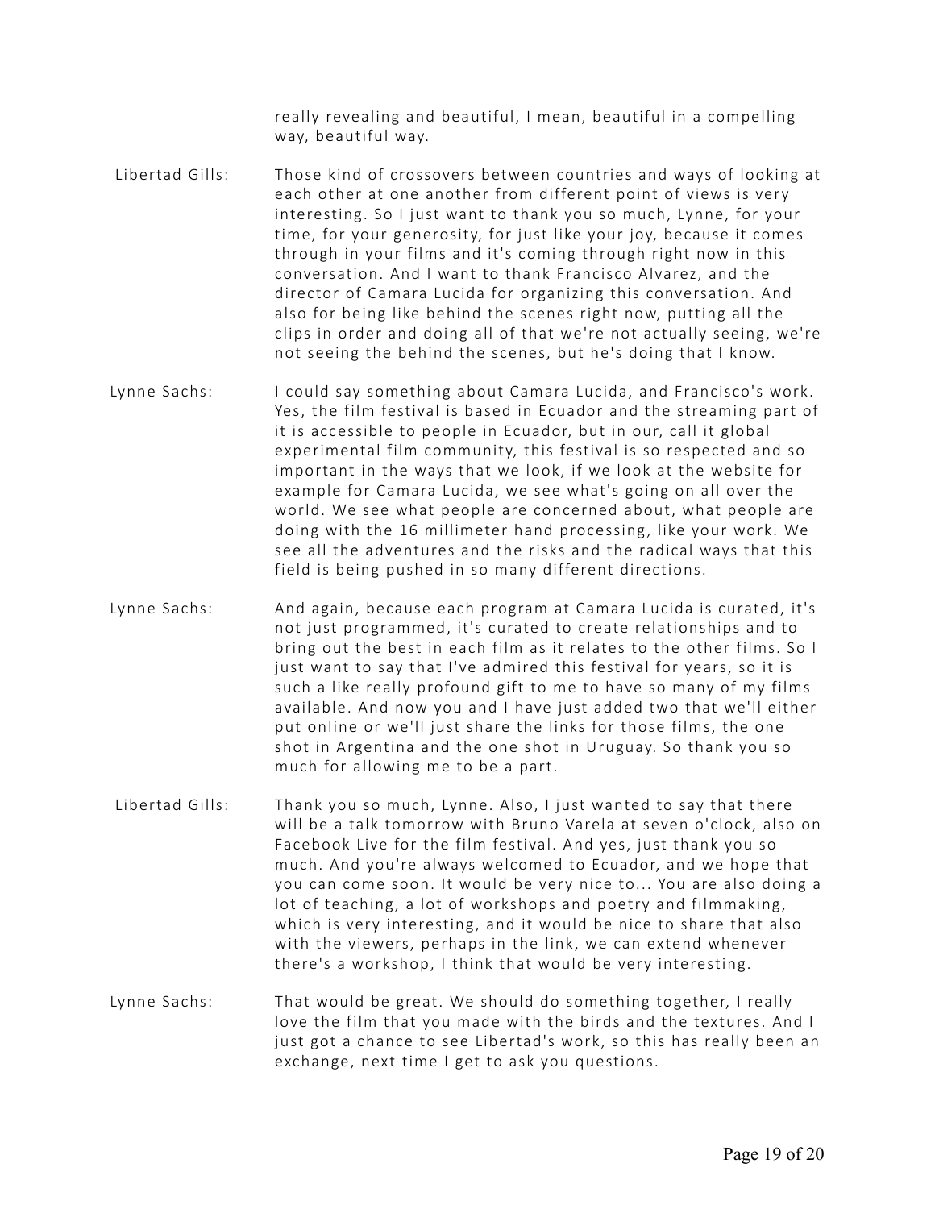really revealing and beautiful, I mean, beautiful in a compelling way, beautiful way.

Libertad Gills: Those kind of crossovers between countries and ways of looking at each other at one another from different point of views is very interesting. So I just want to thank you so much, Lynne, for your time, for your generosity, for just like your joy, because it comes through in your films and it's coming through right now in this conversation. And I want to thank Francisco Alvarez, and the director of Camara Lucida for organizing this conversation. And also for being like behind the scenes right now, putting all the clips in order and doing all of that we're not actually seeing, we're not seeing the behind the scenes, but he's doing that I know.

Lynne Sachs: I could say something about Camara Lucida, and Francisco's work. Yes, the film festival is based in Ecuador and the streaming part of it is accessible to people in Ecuador, but in our, call it global experimental film community, this festival is so respected and so important in the ways that we look, if we look at the website for example for Camara Lucida, we see what's going on all over the world. We see what people are concerned about, what people are doing with the 16 millimeter hand processing, like your work. We see all the adventures and the risks and the radical ways that this field is being pushed in so many different directions.

Lynne Sachs: And again, because each program at Camara Lucida is curated, it's not just programmed, it's curated to create relationships and to bring out the best in each film as it relates to the other films. So I just want to say that I've admired this festival for years, so it is such a like really profound gift to me to have so many of my films available. And now you and I have just added two that we'll either put online or we'll just share the links for those films, the one shot in Argentina and the one shot in Uruguay. So thank you so much for allowing me to be a part.

Libertad Gills: Thank you so much, Lynne. Also, I just wanted to say that there will be a talk tomorrow with Bruno Varela at seven o'clock, also on Facebook Live for the film festival. And yes, just thank you so much. And you're always welcomed to Ecuador, and we hope that you can come soon. It would be very nice to... You are also doing a lot of teaching, a lot of workshops and poetry and filmmaking, which is very interesting, and it would be nice to share that also with the viewers, perhaps in the link, we can extend whenever there's a workshop, I think that would be very interesting.

Lynne Sachs: That would be great. We should do something together, I really love the film that you made with the birds and the textures. And I just got a chance to see Libertad's work, so this has really been an exchange, next time I get to ask you questions.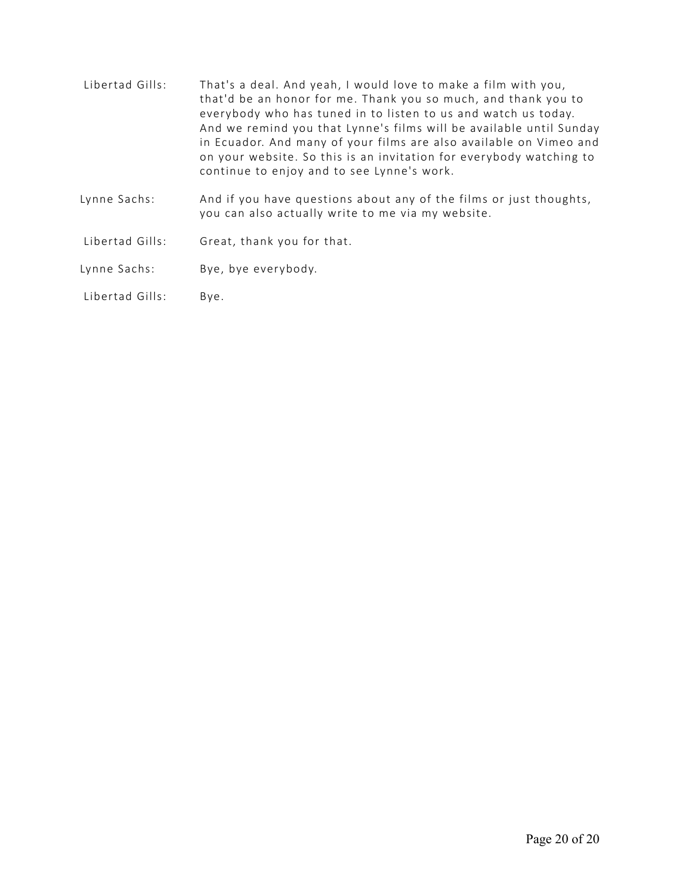Libertad Gills: That's a deal. And yeah, I would love to make a film with you, that'd be an honor for me. Thank you so much, and thank you to everybody who has tuned in to listen to us and watch us today. And we remind you that Lynne's films will be available until Sunday in Ecuador. And many of your films are also available on Vimeo and on your website. So this is an invitation for everybody watching to continue to enjoy and to see Lynne's work.

Lynne Sachs: And if you have questions about any of the films or just thoughts, you can also actually write to me via my website.

Libertad Gills: Great, thank you for that.

Lynne Sachs: Bye, bye everybody.

Libertad Gills: Bye.